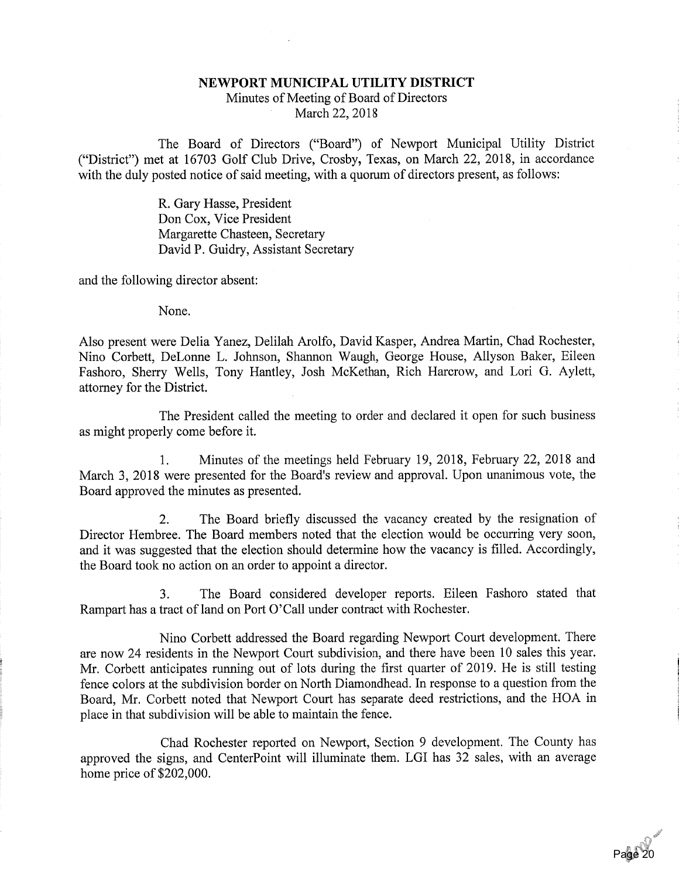**NEWPORT MUNICIPAL UTILITY DISTRICT**
Minutes of Meeting of Board of Directors
March 22, 2018

The Board of Directors ("Board") of Newport Municipal Utility District ("District") met at 16703 Golf Club Drive, Crosby, Texas, on March 22, 2018, in accordance with the duly posted notice of said meeting, with a quorum of directors present, as follows:

R. Gary Hasse, President
Don Cox, Vice President
Margarette Chasteen, Secretary
David P. Guidry, Assistant Secretary

and the following director absent:

None.

Also present were Delia Yanez, Delilah Arolfo, David Kasper, Andrea Martin, Chad Rochester, Nino Corbett, DeLonne L. Johnson, Shannon Waugh, George House, Allyson Baker, Eileen Fashoro, Sherry Wells, Tony Hantley, Josh McKethan, Rich Harcrow, and Lori G. Aylett, attorney for the District.

The President called the meeting to order and declared it open for such business as might properly come before it.

1. Minutes of the meetings held February 19, 2018, February 22, 2018 and March 3, 2018 were presented for the Board's review and approval. Upon unanimous vote, the Board approved the minutes as presented.

2. The Board briefly discussed the vacancy created by the resignation of Director Hembree. The Board members noted that the election would be occurring very soon, and it was suggested that the election should determine how the vacancy is filled. Accordingly, the Board took no action on an order to appoint a director.

3. The Board considered developer reports. Eileen Fashoro stated that Rampart has a tract of land on Port O'Call under contract with Rochester.

Nino Corbett addressed the Board regarding Newport Court development. There are now 24 residents in the Newport Court subdivision, and there have been 10 sales this year. Mr. Corbett anticipates running out of lots during the first quarter of 2019. He is still testing fence colors at the subdivision border on North Diamondhead. In response to a question from the Board, Mr. Corbett noted that Newport Court has separate deed restrictions, and the HOA in place in that subdivision will be able to maintain the fence.

Chad Rochester reported on Newport, Section 9 development. The County has approved the signs, and CenterPoint will illuminate them. LGI has 32 sales, with an average home price of $202,000.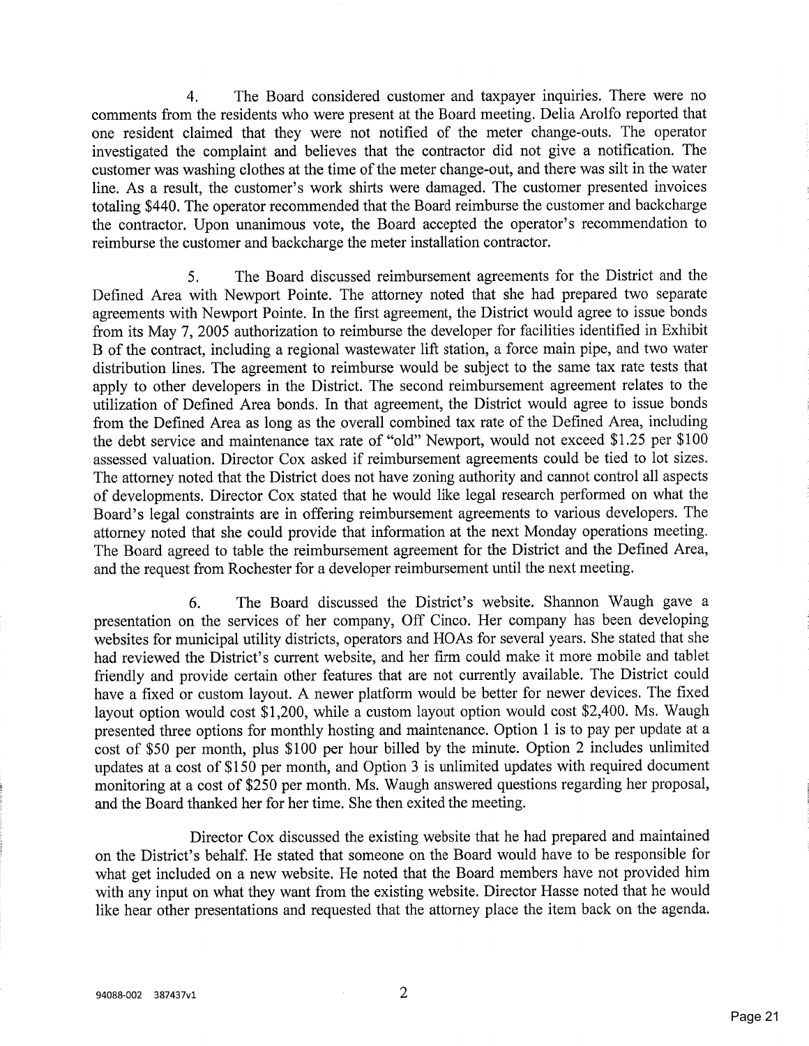4. The Board considered customer and taxpayer inquiries. There were no comments from the residents who were present at the Board meeting. Delia Arolfo reported that one resident claimed that they were not notified of the meter change-outs. The operator investigated the complaint and believes that the contractor did not give a notification. The customer was washing clothes at the time of the meter change-out, and there was silt in the water line. As a result, the customer's work shirts were damaged. The customer presented invoices totaling $440. The operator recommended that the Board reimburse the customer and backcharge the contractor. Upon unanimous vote, the Board accepted the operator's recommendation to reimburse the customer and backcharge the meter installation contractor.

5. The Board discussed reimbursement agreements for the District and the Defined Area with Newport Pointe. The attorney noted that she had prepared two separate agreements with Newport Pointe. In the first agreement, the District would agree to issue bonds from its May 7, 2005 authorization to reimburse the developer for facilities identified in Exhibit B of the contract, including a regional wastewater lift station, a force main pipe, and two water distribution lines. The agreement to reimburse would be subject to the same tax rate tests that apply to other developers in the District. The second reimbursement agreement relates to the utilization of Defined Area bonds. In that agreement, the District would agree to issue bonds from the Defined Area as long as the overall combined tax rate of the Defined Area, including the debt service and maintenance tax rate of "old" Newport, would not exceed $1.25 per $100 assessed valuation. Director Cox asked if reimbursement agreements could be tied to lot sizes. The attorney noted that the District does not have zoning authority and cannot control all aspects of developments. Director Cox stated that he would like legal research performed on what the Board's legal constraints are in offering reimbursement agreements to various developers. The attorney noted that she could provide that information at the next Monday operations meeting. The Board agreed to table the reimbursement agreement for the District and the Defined Area, and the request from Rochester for a developer reimbursement until the next meeting.

6. The Board discussed the District's website. Shannon Waugh gave a presentation on the services of her company, Off Cinco. Her company has been developing websites for municipal utility districts, operators and HOAs for several years. She stated that she had reviewed the District's current website, and her firm could make it more mobile and tablet friendly and provide certain other features that are not currently available. The District could have a fixed or custom layout. A newer platform would be better for newer devices. The fixed layout option would cost $1,200, while a custom layout option would cost $2,400. Ms. Waugh presented three options for monthly hosting and maintenance. Option 1 is to pay per update at a cost of $50 per month, plus $100 per hour billed by the minute. Option 2 includes unlimited updates at a cost of $150 per month, and Option 3 is unlimited updates with required document monitoring at a cost of $250 per month. Ms. Waugh answered questions regarding her proposal, and the Board thanked her for her time. She then exited the meeting.

Director Cox discussed the existing website that he had prepared and maintained on the District's behalf. He stated that someone on the Board would have to be responsible for what get included on a new website. He noted that the Board members have not provided him with any input on what they want from the existing website. Director Hasse noted that he would like hear other presentations and requested that the attorney place the item back on the agenda.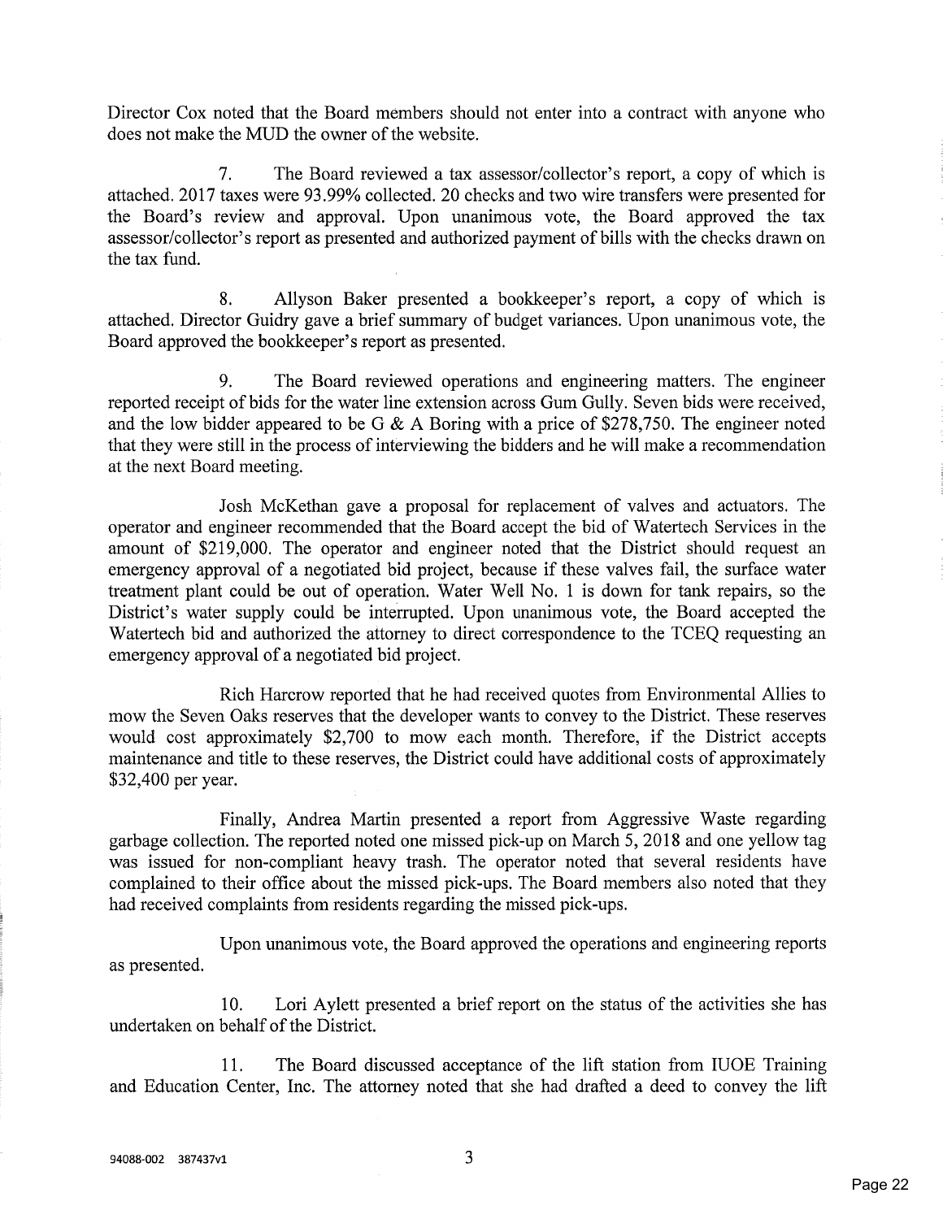Director Cox noted that the Board members should not enter into a contract with anyone who does not make the MUD the owner of the website.

7. The Board reviewed a tax assessor/collector's report, a copy of which is attached. 2017 taxes were 93.99% collected. 20 checks and two wire transfers were presented for the Board's review and approval. Upon unanimous vote, the Board approved the tax assessor/collector's report as presented and authorized payment of bills with the checks drawn on the tax fund.

8. Allyson Baker presented a bookkeeper's report, a copy of which is attached. Director Guidry gave a brief summary of budget variances. Upon unanimous vote, the Board approved the bookkeeper's report as presented.

9. The Board reviewed operations and engineering matters. The engineer reported receipt of bids for the water line extension across Gum Gully. Seven bids were received, and the low bidder appeared to be G & A Boring with a price of $278,750. The engineer noted that they were still in the process of interviewing the bidders and he will make a recommendation at the next Board meeting.

Josh McKethan gave a proposal for replacement of valves and actuators. The operator and engineer recommended that the Board accept the bid of Watertech Services in the amount of $219,000. The operator and engineer noted that the District should request an emergency approval of a negotiated bid project, because if these valves fail, the surface water treatment plant could be out of operation. Water Well No. 1 is down for tank repairs, so the District's water supply could be interrupted. Upon unanimous vote, the Board accepted the Watertech bid and authorized the attorney to direct correspondence to the TCEQ requesting an emergency approval of a negotiated bid project.

Rich Harcrow reported that he had received quotes from Environmental Allies to mow the Seven Oaks reserves that the developer wants to convey to the District. These reserves would cost approximately $2,700 to mow each month. Therefore, if the District accepts maintenance and title to these reserves, the District could have additional costs of approximately $32,400 per year.

Finally, Andrea Martin presented a report from Aggressive Waste regarding garbage collection. The reported noted one missed pick-up on March 5, 2018 and one yellow tag was issued for non-compliant heavy trash. The operator noted that several residents have complained to their office about the missed pick-ups. The Board members also noted that they had received complaints from residents regarding the missed pick-ups.

Upon unanimous vote, the Board approved the operations and engineering reports as presented.

10. Lori Aylett presented a brief report on the status of the activities she has undertaken on behalf of the District.

11. The Board discussed acceptance of the lift station from IUOE Training and Education Center, Inc. The attorney noted that she had drafted a deed to convey the lift

94088-002 387437v1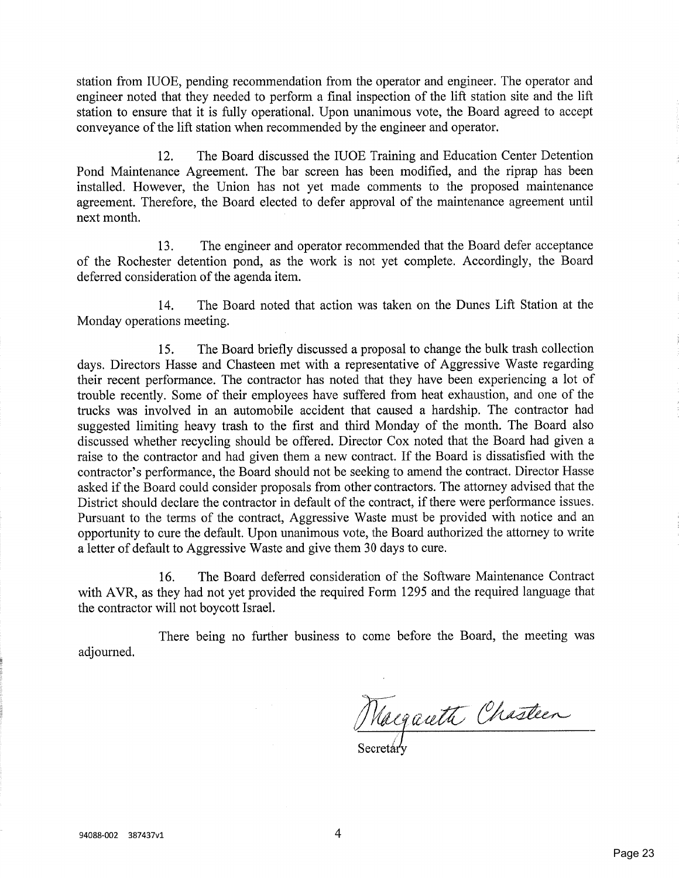station from IUOE, pending recommendation from the operator and engineer. The operator and engineer noted that they needed to perform a final inspection of the lift station site and the lift station to ensure that it is fully operational. Upon unanimous vote, the Board agreed to accept conveyance of the lift station when recommended by the engineer and operator.

12. The Board discussed the IUOE Training and Education Center Detention Pond Maintenance Agreement. The bar screen has been modified, and the riprap has been installed. However, the Union has not yet made comments to the proposed maintenance agreement. Therefore, the Board elected to defer approval of the maintenance agreement until next month.

13. The engineer and operator recommended that the Board defer acceptance of the Rochester detention pond, as the work is not yet complete. Accordingly, the Board deferred consideration of the agenda item.

14. The Board noted that action was taken on the Dunes Lift Station at the Monday operations meeting.

15. The Board briefly discussed a proposal to change the bulk trash collection days. Directors Hasse and Chasteen met with a representative of Aggressive Waste regarding their recent performance. The contractor has noted that they have been experiencing a lot of trouble recently. Some of their employees have suffered from heat exhaustion, and one of the trucks was involved in an automobile accident that caused a hardship. The contractor had suggested limiting heavy trash to the first and third Monday of the month. The Board also discussed whether recycling should be offered. Director Cox noted that the Board had given a raise to the contractor and had given them a new contract. If the Board is dissatisfied with the contractor's performance, the Board should not be seeking to amend the contract. Director Hasse asked if the Board could consider proposals from other contractors. The attorney advised that the District should declare the contractor in default of the contract, if there were performance issues. Pursuant to the terms of the contract, Aggressive Waste must be provided with notice and an opportunity to cure the default. Upon unanimous vote, the Board authorized the attorney to write a letter of default to Aggressive Waste and give them 30 days to cure.

16. The Board deferred consideration of the Software Maintenance Contract with AVR, as they had not yet provided the required Form 1295 and the required language that the contractor will not boycott Israel.

There being no further business to come before the Board, the meeting was adjourned.

Margaseth Chasteen

Secretary

94088-002 387437v1